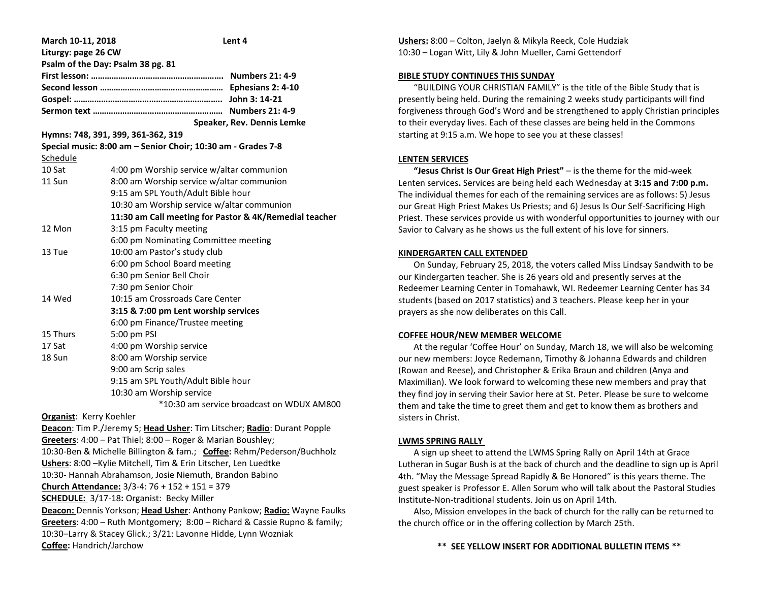**March 10-11, 2018 Lent 4**

**Liturgy: page 26 CW**

**Psalm of the Day: Psalm 38 pg. 81**

**First lesson: ……………………………………………… Numbers 21: 4-9**

**Second lesson …………………………………………… Ephesians 2: 4-10**

**Gospel: ……………………………………………………. John 3: 14-21**

**Sermon text ……………………………………………… Numbers 21: 4-9**

**Speaker, Rev. Dennis Lemke**

**Hymns: 748, 391, 399, 361-362, 319**

**Special music: 8:00 am – Senior Choir; 10:30 am - Grades 7-8**

Schedule

| | |
|---|---|
| 10 Sat | 4:00 pm Worship service w/altar communion |
| 11 Sun | 8:00 am Worship service w/altar communion |
| | 9:15 am SPL Youth/Adult Bible hour |
| | 10:30 am Worship service w/altar communion |
| | **11:30 am Call meeting for Pastor & 4K/Remedial teacher** |
| 12 Mon | 3:15 pm Faculty meeting |
| | 6:00 pm Nominating Committee meeting |
| 13 Tue | 10:00 am Pastor's study club |
| | 6:00 pm School Board meeting |
| | 6:30 pm Senior Bell Choir |
| | 7:30 pm Senior Choir |
| 14 Wed | 10:15 am Crossroads Care Center |
| | **3:15 & 7:00 pm Lent worship services** |
| | 6:00 pm Finance/Trustee meeting |
| 15 Thurs | 5:00 pm PSI |
| 17 Sat | 4:00 pm Worship service |
| 18 Sun | 8:00 am Worship service |
| | 9:00 am Scrip sales |
| | 9:15 am SPL Youth/Adult Bible hour |
| | 10:30 am Worship service |

*10:30 am service broadcast on WDUX AM800

**Organist**: Kerry Koehler

**Deacon**: Tim P./Jeremy S; **Head Usher**: Tim Litscher; **Radio**: Durant Popple

**Greeters**: 4:00 – Pat Thiel; 8:00 – Roger & Marian Boushley;
10:30-Ben & Michelle Billington & fam.; **Coffee:** Rehm/Pederson/Buchholz

**Ushers**: 8:00 –Kylie Mitchell, Tim & Erin Litscher, Len Luedtke
10:30- Hannah Abrahamson, Josie Niemuth, Brandon Babino

**Church Attendance:** 3/3-4: 76 + 152 + 151 = 379

**SCHEDULE:** 3/17-18**:** Organist: Becky Miller

**Deacon:** Dennis Yorkson; **Head Usher**: Anthony Pankow; **Radio:** Wayne Faulks

**Greeters**: 4:00 – Ruth Montgomery; 8:00 – Richard & Cassie Rupno & family;
10:30–Larry & Stacey Glick.; 3/21: Lavonne Hidde, Lynn Wozniak

**Coffee:** Handrich/Jarchow

**Ushers:** 8:00 – Colton, Jaelyn & Mikyla Reeck, Cole Hudziak
10:30 – Logan Witt, Lily & John Mueller, Cami Gettendorf

## BIBLE STUDY CONTINUES THIS SUNDAY

"BUILDING YOUR CHRISTIAN FAMILY" is the title of the Bible Study that is presently being held. During the remaining 2 weeks study participants will find forgiveness through God's Word and be strengthened to apply Christian principles to their everyday lives. Each of these classes are being held in the Commons starting at 9:15 a.m. We hope to see you at these classes!

## LENTEN SERVICES

**"Jesus Christ Is Our Great High Priest"** – is the theme for the mid-week Lenten services**.** Services are being held each Wednesday at **3:15 and 7:00 p.m.** The individual themes for each of the remaining services are as follows: 5) Jesus our Great High Priest Makes Us Priests; and 6) Jesus Is Our Self-Sacrificing High Priest. These services provide us with wonderful opportunities to journey with our Savior to Calvary as he shows us the full extent of his love for sinners.

## KINDERGARTEN CALL EXTENDED

On Sunday, February 25, 2018, the voters called Miss Lindsay Sandwith to be our Kindergarten teacher. She is 26 years old and presently serves at the Redeemer Learning Center in Tomahawk, WI. Redeemer Learning Center has 34 students (based on 2017 statistics) and 3 teachers. Please keep her in your prayers as she now deliberates on this Call.

## COFFEE HOUR/NEW MEMBER WELCOME

At the regular 'Coffee Hour' on Sunday, March 18, we will also be welcoming our new members: Joyce Redemann, Timothy & Johanna Edwards and children (Rowan and Reese), and Christopher & Erika Braun and children (Anya and Maximilian). We look forward to welcoming these new members and pray that they find joy in serving their Savior here at St. Peter. Please be sure to welcome them and take the time to greet them and get to know them as brothers and sisters in Christ.

## LWMS SPRING RALLY

A sign up sheet to attend the LWMS Spring Rally on April 14th at Grace Lutheran in Sugar Bush is at the back of church and the deadline to sign up is April 4th. "May the Message Spread Rapidly & Be Honored" is this years theme. The guest speaker is Professor E. Allen Sorum who will talk about the Pastoral Studies Institute-Non-traditional students. Join us on April 14th.

Also, Mission envelopes in the back of church for the rally can be returned to the church office or in the offering collection by March 25th.

**\*\* SEE YELLOW INSERT FOR ADDITIONAL BULLETIN ITEMS \*\***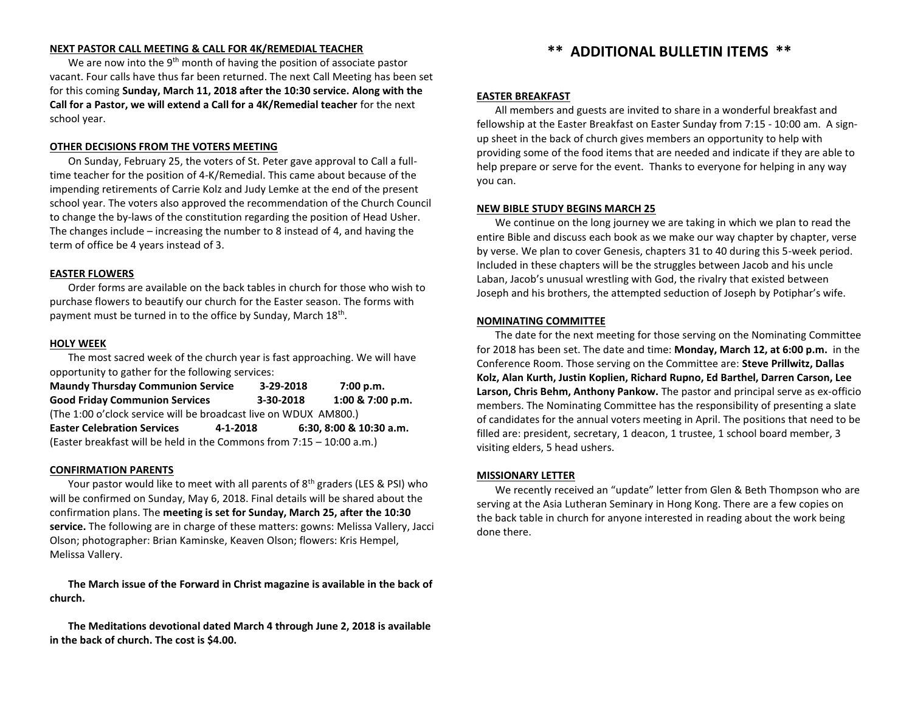**NEXT PASTOR CALL MEETING & CALL FOR 4K/REMEDIAL TEACHER**

We are now into the 9th month of having the position of associate pastor vacant. Four calls have thus far been returned. The next Call Meeting has been set for this coming **Sunday, March 11, 2018 after the 10:30 service. Along with the Call for a Pastor, we will extend a Call for a 4K/Remedial teacher** for the next school year.

**OTHER DECISIONS FROM THE VOTERS MEETING**

On Sunday, February 25, the voters of St. Peter gave approval to Call a full-time teacher for the position of 4-K/Remedial. This came about because of the impending retirements of Carrie Kolz and Judy Lemke at the end of the present school year. The voters also approved the recommendation of the Church Council to change the by-laws of the constitution regarding the position of Head Usher. The changes include – increasing the number to 8 instead of 4, and having the term of office be 4 years instead of 3.

**EASTER FLOWERS**

Order forms are available on the back tables in church for those who wish to purchase flowers to beautify our church for the Easter season. The forms with payment must be turned in to the office by Sunday, March 18th.

**HOLY WEEK**

The most sacred week of the church year is fast approaching. We will have opportunity to gather for the following services:

**Maundy Thursday Communion Service 3-29-2018 7:00 p.m.**
**Good Friday Communion Services 3-30-2018 1:00 & 7:00 p.m.**
(The 1:00 o'clock service will be broadcast live on WDUX AM800.)
**Easter Celebration Services 4-1-2018 6:30, 8:00 & 10:30 a.m.**
(Easter breakfast will be held in the Commons from 7:15 – 10:00 a.m.)

**CONFIRMATION PARENTS**

Your pastor would like to meet with all parents of 8th graders (LES & PSI) who will be confirmed on Sunday, May 6, 2018. Final details will be shared about the confirmation plans. The **meeting is set for Sunday, March 25, after the 10:30 service.** The following are in charge of these matters: gowns: Melissa Vallery, Jacci Olson; photographer: Brian Kaminske, Keaven Olson; flowers: Kris Hempel, Melissa Vallery.

**The March issue of the Forward in Christ magazine is available in the back of church.**

**The Meditations devotional dated March 4 through June 2, 2018 is available in the back of church. The cost is $4.00.**

# ** ADDITIONAL BULLETIN ITEMS **

**EASTER BREAKFAST**

All members and guests are invited to share in a wonderful breakfast and fellowship at the Easter Breakfast on Easter Sunday from 7:15 - 10:00 am. A sign-up sheet in the back of church gives members an opportunity to help with providing some of the food items that are needed and indicate if they are able to help prepare or serve for the event. Thanks to everyone for helping in any way you can.

**NEW BIBLE STUDY BEGINS MARCH 25**

We continue on the long journey we are taking in which we plan to read the entire Bible and discuss each book as we make our way chapter by chapter, verse by verse. We plan to cover Genesis, chapters 31 to 40 during this 5-week period. Included in these chapters will be the struggles between Jacob and his uncle Laban, Jacob's unusual wrestling with God, the rivalry that existed between Joseph and his brothers, the attempted seduction of Joseph by Potiphar's wife.

**NOMINATING COMMITTEE**

The date for the next meeting for those serving on the Nominating Committee for 2018 has been set. The date and time: **Monday, March 12, at 6:00 p.m.** in the Conference Room. Those serving on the Committee are: **Steve Prillwitz, Dallas Kolz, Alan Kurth, Justin Koplien, Richard Rupno, Ed Barthel, Darren Carson, Lee Larson, Chris Behm, Anthony Pankow.** The pastor and principal serve as ex-officio members. The Nominating Committee has the responsibility of presenting a slate of candidates for the annual voters meeting in April. The positions that need to be filled are: president, secretary, 1 deacon, 1 trustee, 1 school board member, 3 visiting elders, 5 head ushers.

**MISSIONARY LETTER**

We recently received an "update" letter from Glen & Beth Thompson who are serving at the Asia Lutheran Seminary in Hong Kong. There are a few copies on the back table in church for anyone interested in reading about the work being done there.